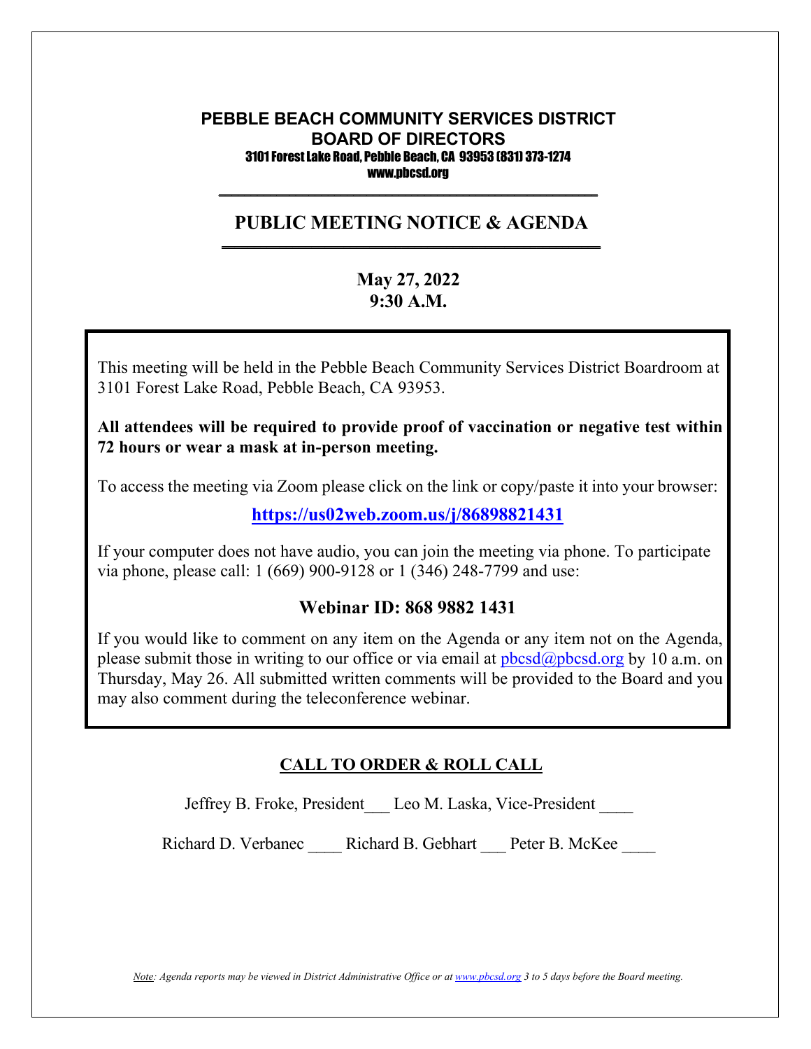# PEBBLE BEACH COMMUNITY SERVICES DISTRICT
## BOARD OF DIRECTORS

3101 Forest Lake Road, Pebble Beach, CA 93953 (831) 373-1274
www.pbcsd.org

---

## PUBLIC MEETING NOTICE & AGENDA

---

**May 27, 2022**
**9:30 A.M.**

This meeting will be held in the Pebble Beach Community Services District Boardroom at 3101 Forest Lake Road, Pebble Beach, CA 93953.

**All attendees will be required to provide proof of vaccination or negative test within 72 hours or wear a mask at in-person meeting.**

To access the meeting via Zoom please click on the link or copy/paste it into your browser:

**https://us02web.zoom.us/j/86898821431**

If your computer does not have audio, you can join the meeting via phone. To participate via phone, please call: 1 (669) 900-9128 or 1 (346) 248-7799 and use:

**Webinar ID: 868 9882 1431**

If you would like to comment on any item on the Agenda or any item not on the Agenda, please submit those in writing to our office or via email at pbcsd@pbcsd.org by 10 a.m. on Thursday, May 26. All submitted written comments will be provided to the Board and you may also comment during the teleconference webinar.

## CALL TO ORDER & ROLL CALL

Jeffrey B. Froke, President___ Leo M. Laska, Vice-President ____

Richard D. Verbanec ____ Richard B. Gebhart ___ Peter B. McKee ____

*Note: Agenda reports may be viewed in District Administrative Office or at www.pbcsd.org 3 to 5 days before the Board meeting.*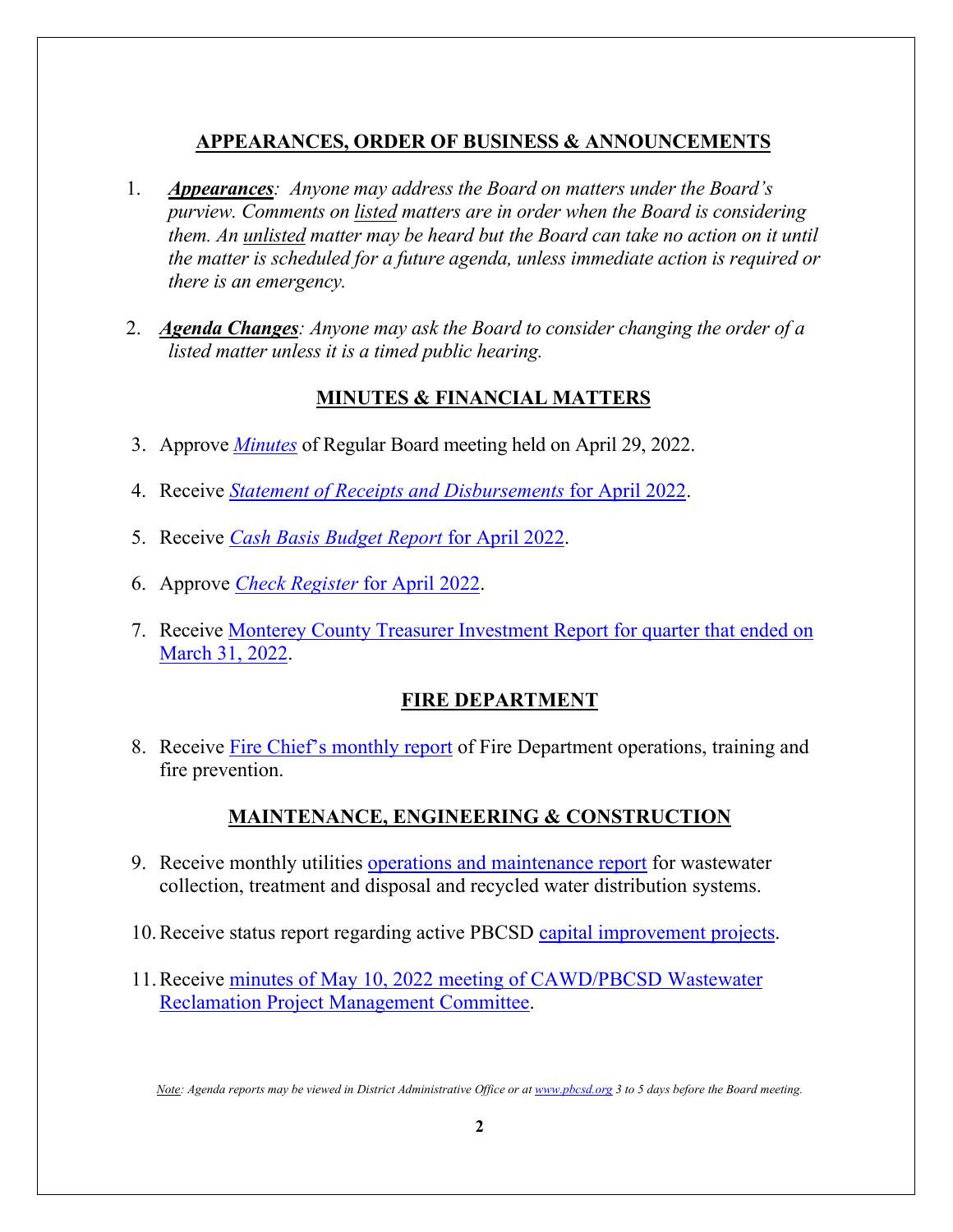## APPEARANCES, ORDER OF BUSINESS & ANNOUNCEMENTS

1. ***Appearances****: Anyone may address the Board on matters under the Board's purview. Comments on listed matters are in order when the Board is considering them. An unlisted matter may be heard but the Board can take no action on it until the matter is scheduled for a future agenda, unless immediate action is required or there is an emergency.*

2. ***Agenda Changes****: Anyone may ask the Board to consider changing the order of a listed matter unless it is a timed public hearing.*

## MINUTES & FINANCIAL MATTERS

3. Approve *Minutes* of Regular Board meeting held on April 29, 2022.

4. Receive *Statement of Receipts and Disbursements* for April 2022.

5. Receive *Cash Basis Budget Report* for April 2022.

6. Approve *Check Register* for April 2022.

7. Receive Monterey County Treasurer Investment Report for quarter that ended on March 31, 2022.

## FIRE DEPARTMENT

8. Receive Fire Chief's monthly report of Fire Department operations, training and fire prevention.

## MAINTENANCE, ENGINEERING & CONSTRUCTION

9. Receive monthly utilities operations and maintenance report for wastewater collection, treatment and disposal and recycled water distribution systems.

10. Receive status report regarding active PBCSD capital improvement projects.

11. Receive minutes of May 10, 2022 meeting of CAWD/PBCSD Wastewater Reclamation Project Management Committee.

*Note: Agenda reports may be viewed in District Administrative Office or at www.pbcsd.org 3 to 5 days before the Board meeting.*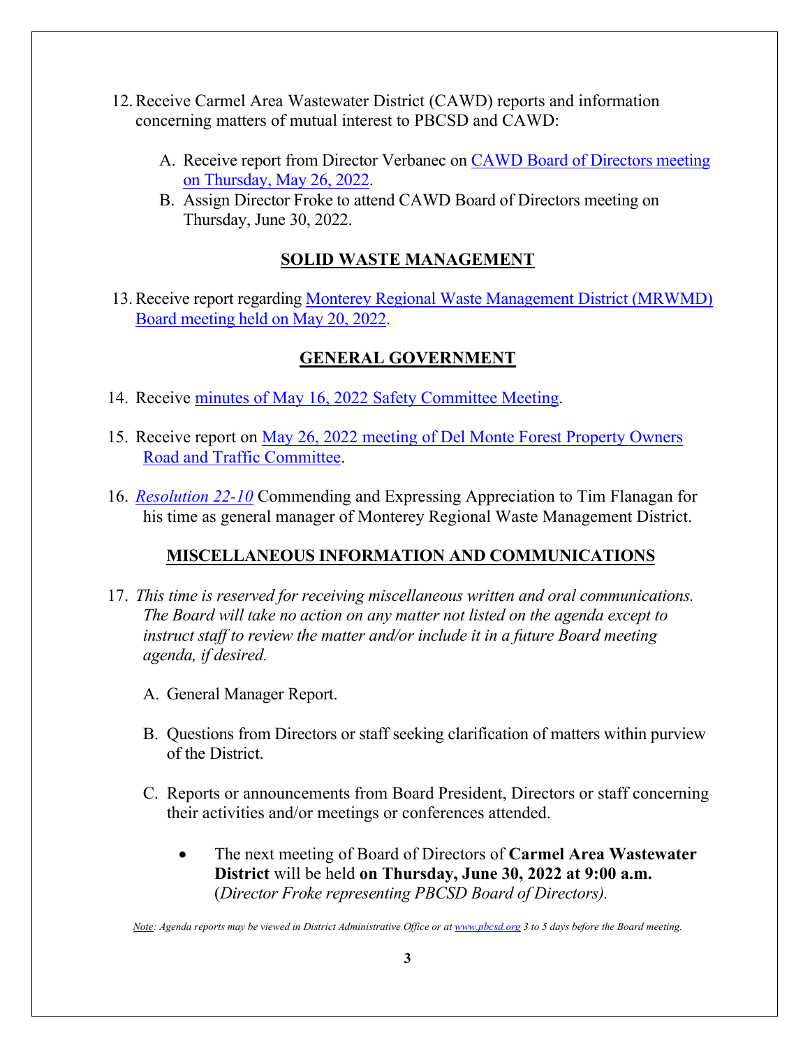12. Receive Carmel Area Wastewater District (CAWD) reports and information concerning matters of mutual interest to PBCSD and CAWD:

    A. Receive report from Director Verbanec on CAWD Board of Directors meeting on Thursday, May 26, 2022.
    B. Assign Director Froke to attend CAWD Board of Directors meeting on Thursday, June 30, 2022.

## SOLID WASTE MANAGEMENT

13. Receive report regarding Monterey Regional Waste Management District (MRWMD) Board meeting held on May 20, 2022.

## GENERAL GOVERNMENT

14. Receive minutes of May 16, 2022 Safety Committee Meeting.

15. Receive report on May 26, 2022 meeting of Del Monte Forest Property Owners Road and Traffic Committee.

16. *Resolution 22-10* Commending and Expressing Appreciation to Tim Flanagan for his time as general manager of Monterey Regional Waste Management District.

## MISCELLANEOUS INFORMATION AND COMMUNICATIONS

17. *This time is reserved for receiving miscellaneous written and oral communications. The Board will take no action on any matter not listed on the agenda except to instruct staff to review the matter and/or include it in a future Board meeting agenda, if desired.*

    A. General Manager Report.

    B. Questions from Directors or staff seeking clarification of matters within purview of the District.

    C. Reports or announcements from Board President, Directors or staff concerning their activities and/or meetings or conferences attended.

       - The next meeting of Board of Directors of **Carmel Area Wastewater District** will be held **on Thursday, June 30, 2022 at 9:00 a.m.** (*Director Froke representing PBCSD Board of Directors).*

*Note: Agenda reports may be viewed in District Administrative Office or at www.pbcsd.org 3 to 5 days before the Board meeting.*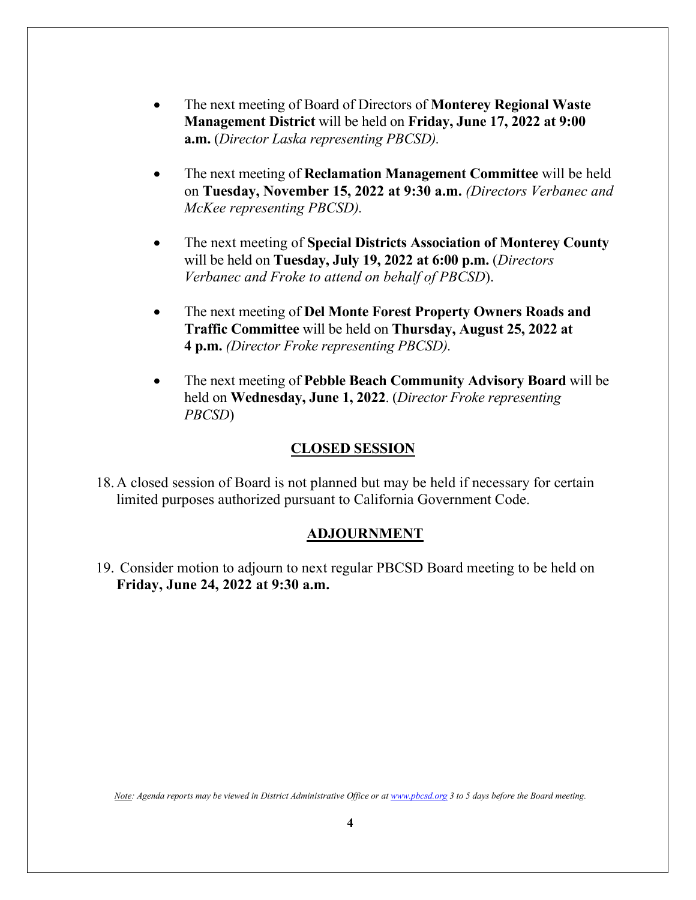- The next meeting of Board of Directors of **Monterey Regional Waste Management District** will be held on **Friday, June 17, 2022 at 9:00 a.m.** (*Director Laska representing PBCSD).*

- The next meeting of **Reclamation Management Committee** will be held on **Tuesday, November 15, 2022 at 9:30 a.m.** *(Directors Verbanec and McKee representing PBCSD).*

- The next meeting of **Special Districts Association of Monterey County** will be held on **Tuesday, July 19, 2022 at 6:00 p.m.** (*Directors Verbanec and Froke to attend on behalf of PBCSD*).

- The next meeting of **Del Monte Forest Property Owners Roads and Traffic Committee** will be held on **Thursday, August 25, 2022 at 4 p.m.** *(Director Froke representing PBCSD).*

- The next meeting of **Pebble Beach Community Advisory Board** will be held on **Wednesday, June 1, 2022**. (*Director Froke representing PBCSD*)

## CLOSED SESSION

18. A closed session of Board is not planned but may be held if necessary for certain limited purposes authorized pursuant to California Government Code.

## ADJOURNMENT

19. Consider motion to adjourn to next regular PBCSD Board meeting to be held on **Friday, June 24, 2022 at 9:30 a.m.**

*Note: Agenda reports may be viewed in District Administrative Office or at www.pbcsd.org 3 to 5 days before the Board meeting.*